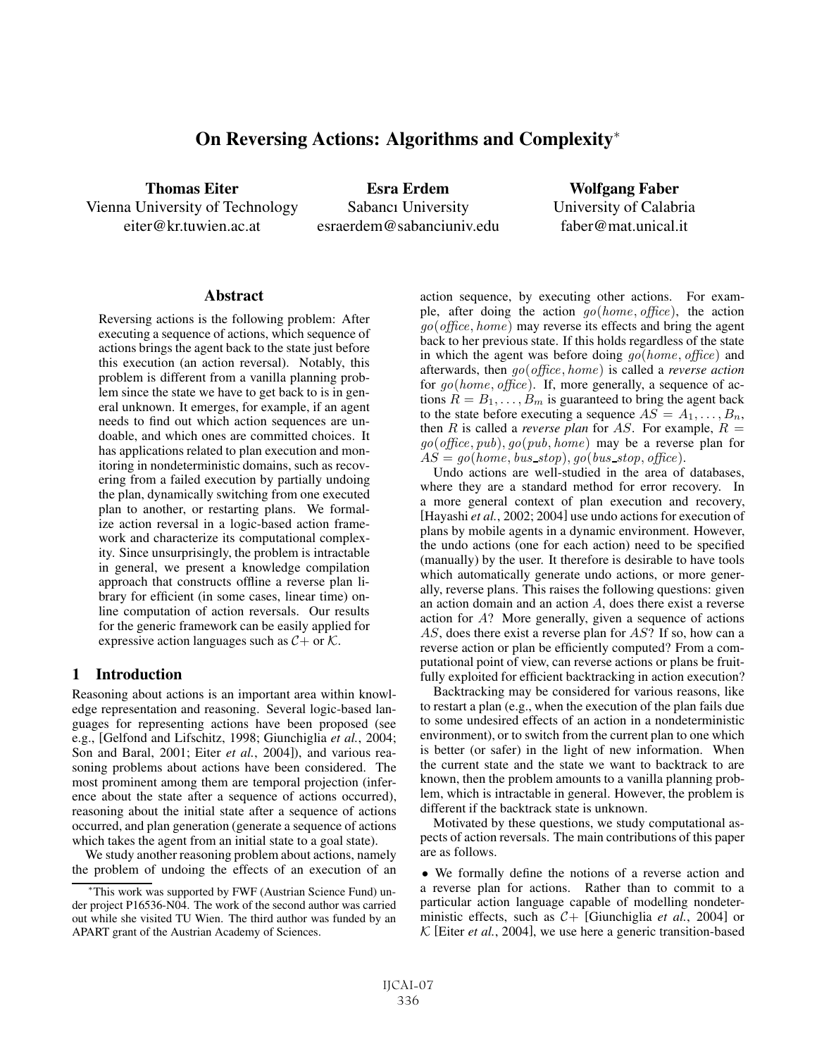# On Reversing Actions: Algorithms and Complexity*

**Thomas Eiter**
Vienna University of Technology
eiter@kr.tuwien.ac.at

**Esra Erdem**
Sabancı University
esraerdem@sabanciuniv.edu

**Wolfgang Faber**
University of Calabria
faber@mat.unical.it

## Abstract

Reversing actions is the following problem: After executing a sequence of actions, which sequence of actions brings the agent back to the state just before this execution (an action reversal). Notably, this problem is different from a vanilla planning problem since the state we have to get back to is in general unknown. It emerges, for example, if an agent needs to find out which action sequences are undoable, and which ones are committed choices. It has applications related to plan execution and monitoring in nondeterministic domains, such as recovering from a failed execution by partially undoing the plan, dynamically switching from one executed plan to another, or restarting plans. We formalize action reversal in a logic-based action framework and characterize its computational complexity. Since unsurprisingly, the problem is intractable in general, we present a knowledge compilation approach that constructs offline a reverse plan library for efficient (in some cases, linear time) online computation of action reversals. Our results for the generic framework can be easily applied for expressive action languages such as $\mathcal{C}+$ or $\mathcal{K}$.

## 1 Introduction

Reasoning about actions is an important area within knowledge representation and reasoning. Several logic-based languages for representing actions have been proposed (see e.g., [Gelfond and Lifschitz, 1998; Giunchiglia *et al.*, 2004; Son and Baral, 2001; Eiter *et al.*, 2004]), and various reasoning problems about actions have been considered. The most prominent among them are temporal projection (inference about the state after a sequence of actions occurred), reasoning about the initial state after a sequence of actions occurred, and plan generation (generate a sequence of actions which takes the agent from an initial state to a goal state).

We study another reasoning problem about actions, namely the problem of undoing the effects of an execution of an action sequence, by executing other actions. For example, after doing the action $go(home, office)$, the action $go(office, home)$ may reverse its effects and bring the agent back to her previous state. If this holds regardless of the state in which the agent was before doing $go(home, office)$ and afterwards, then $go(office, home)$ is called a ***reverse action*** for $go(home, office)$. If, more generally, a sequence of actions $R = B_1, \ldots, B_m$ is guaranteed to bring the agent back to the state before executing a sequence $AS = A_1, \ldots, B_n$, then $R$ is called a ***reverse plan*** for $AS$. For example, $R = go(office, pub), go(pub, home)$ may be a reverse plan for $AS = go(home, bus\_stop), go(bus\_stop, office)$.

Undo actions are well-studied in the area of databases, where they are a standard method for error recovery. In a more general context of plan execution and recovery, [Hayashi *et al.*, 2002; 2004] use undo actions for execution of plans by mobile agents in a dynamic environment. However, the undo actions (one for each action) need to be specified (manually) by the user. It therefore is desirable to have tools which automatically generate undo actions, or more generally, reverse plans. This raises the following questions: given an action domain and an action $A$, does there exist a reverse action for $A$? More generally, given a sequence of actions $AS$, does there exist a reverse plan for $AS$? If so, how can a reverse action or plan be efficiently computed? From a computational point of view, can reverse actions or plans be fruitfully exploited for efficient backtracking in action execution?

Backtracking may be considered for various reasons, like to restart a plan (e.g., when the execution of the plan fails due to some undesired effects of an action in a nondeterministic environment), or to switch from the current plan to one which is better (or safer) in the light of new information. When the current state and the state we want to backtrack to are known, then the problem amounts to a vanilla planning problem, which is intractable in general. However, the problem is different if the backtrack state is unknown.

Motivated by these questions, we study computational aspects of action reversals. The main contributions of this paper are as follows.

- We formally define the notions of a reverse action and a reverse plan for actions. Rather than to commit to a particular action language capable of modelling nondeterministic effects, such as $\mathcal{C}+$ [Giunchiglia *et al.*, 2004] or $\mathcal{K}$ [Eiter *et al.*, 2004], we use here a generic transition-based

---

*This work was supported by FWF (Austrian Science Fund) under project P16536-N04. The work of the second author was carried out while she visited TU Wien. The third author was funded by an APART grant of the Austrian Academy of Sciences.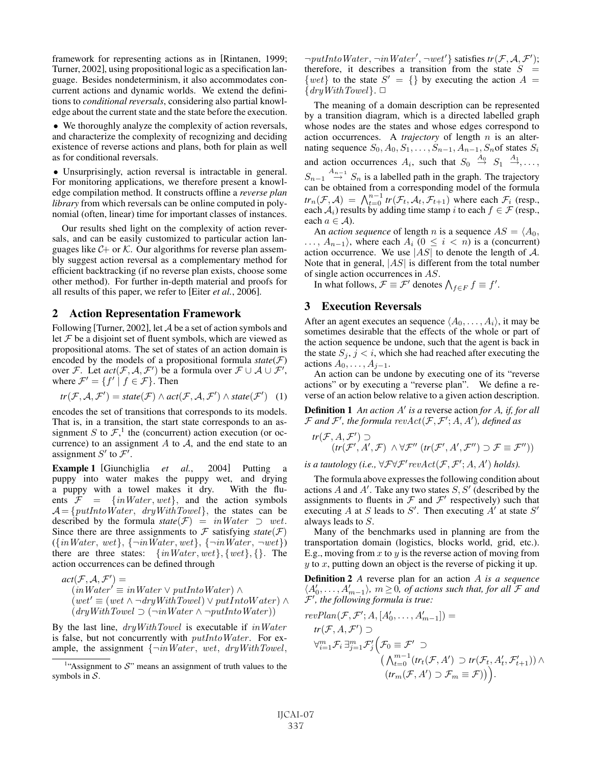framework for representing actions as in [Rintanen, 1999; Turner, 2002], using propositional logic as a specification language. Besides nondeterminism, it also accommodates concurrent actions and dynamic worlds. We extend the definitions to *conditional reversals*, considering also partial knowledge about the current state and the state before the execution.

• We thoroughly analyze the complexity of action reversals, and characterize the complexity of recognizing and deciding existence of reverse actions and plans, both for plain as well as for conditional reversals.

• Unsurprisingly, action reversal is intractable in general. For monitoring applications, we therefore present a knowledge compilation method. It constructs offline a *reverse plan library* from which reversals can be online computed in polynomial (often, linear) time for important classes of instances.

Our results shed light on the complexity of action reversals, and can be easily customized to particular action languages like $\mathcal{C}+$ or $\mathcal{K}$. Our algorithms for reverse plan assembly suggest action reversal as a complementary method for efficient backtracking (if no reverse plan exists, choose some other method). For further in-depth material and proofs for all results of this paper, we refer to [Eiter *et al.*, 2006].

## 2 Action Representation Framework

Following [Turner, 2002], let $\mathcal{A}$ be a set of action symbols and let $\mathcal{F}$ be a disjoint set of fluent symbols, which are viewed as propositional atoms. The set of states of an action domain is encoded by the models of a propositional formula *state*($\mathcal{F}$) over $\mathcal{F}$. Let *act*($\mathcal{F}, \mathcal{A}, \mathcal{F}'$) be a formula over $\mathcal{F} \cup \mathcal{A} \cup \mathcal{F}'$, where $\mathcal{F}' = \{f' \mid f \in \mathcal{F}\}$. Then

$$tr(\mathcal{F}, \mathcal{A}, \mathcal{F}') = state(\mathcal{F}) \wedge act(\mathcal{F}, \mathcal{A}, \mathcal{F}') \wedge state(\mathcal{F}') \quad (1)$$

encodes the set of transitions that corresponds to its models. That is, in a transition, the start state corresponds to an assignment $S$ to $\mathcal{F}$,[1] the (concurrent) action execution (or occurrence) to an assignment $A$ to $\mathcal{A}$, and the end state to an assignment $S'$ to $\mathcal{F}'$.

**Example 1** [Giunchiglia *et al.*, 2004] Putting a puppy into water makes the puppy wet, and drying a puppy with a towel makes it dry. With the fluents $\mathcal{F} = \{inWater, wet\}$, and the action symbols $\mathcal{A} = \{putIntoWater, \ dryWithTowel\}$, the states can be described by the formula *state*($\mathcal{F}$) $= inWater \supset wet$. Since there are three assignments to $\mathcal{F}$ satisfying *state*($\mathcal{F}$) ($\{inWater, \ wet\}$, $\{\neg inWater, wet\}$, $\{\neg inWater, \neg wet\}$) there are three states: $\{inWater, wet\}, \{wet\}, \{\}$. The action occurrences can be defined through

$$\begin{aligned} act(\mathcal{F}, \mathcal{A}, \mathcal{F}') = \\ &(inWater' \equiv inWater \vee putIntoWater) \wedge \\ &(wet' \equiv (wet \wedge \neg dryWithTowel) \vee putIntoWater) \wedge \\ &(dryWithTowel \supset (\neg inWater \wedge \neg putIntoWater)) \end{aligned}$$

By the last line, $dryWithTowel$ is executable if $inWater$ is false, but not concurrently with $putIntoWater$. For example, the assignment $\{\neg inWater, \ wet, \ dryWithTowel, \neg putIntoWater, \neg inWater', \neg wet'\}$ satisfies *tr*($\mathcal{F}, \mathcal{A}, \mathcal{F}'$); therefore, it describes a transition from the state $S = \{wet\}$ to the state $S' = \{\}$ by executing the action $A = \{dryWithTowel\}$. □

The meaning of a domain description can be represented by a transition diagram, which is a directed labelled graph whose nodes are the states and whose edges correspond to action occurrences. A *trajectory* of length $n$ is an alternating sequence $S_0, A_0, S_1, \ldots, S_{n-1}, A_{n-1}, S_n$ of states $S_i$ and action occurrences $A_i$, such that $S_0 \stackrel{A_0}{\to} S_1 \stackrel{A_1}{\to}, \ldots, S_{n-1} \stackrel{A_{n-1}}{\to} S_n$ is a labelled path in the graph. The trajectory can be obtained from a corresponding model of the formula $tr_n(\mathcal{F}, \mathcal{A}) = \bigwedge_{t=0}^{n-1} tr(\mathcal{F}_t, \mathcal{A}_t, \mathcal{F}_{t+1})$ where each $\mathcal{F}_i$ (resp., each $\mathcal{A}_i$) results by adding time stamp $i$ to each $f \in \mathcal{F}$ (resp., each $a \in \mathcal{A}$).

An *action sequence* of length $n$ is a sequence $AS = \langle A_0, \ldots, A_{n-1} \rangle$, where each $A_i$ $(0 \leq i < n)$ is a (concurrent) action occurrence. We use $|AS|$ to denote the length of $\mathcal{A}$. Note that in general, $|AS|$ is different from the total number of single action occurrences in $AS$.

In what follows, $\mathcal{F} \equiv \mathcal{F}'$ denotes $\bigwedge_{f \in F} f \equiv f'$.

## 3 Execution Reversals

After an agent executes an sequence $\langle A_0, \ldots, A_i \rangle$, it may be sometimes desirable that the effects of the whole or part of the action sequence be undone, such that the agent is back in the state $S_j$, $j < i$, which she had reached after executing the actions $A_0, \ldots, A_{j-1}$.

An action can be undone by executing one of its "reverse actions" or by executing a "reverse plan". We define a reverse of an action below relative to a given action description.

**Definition 1** *An action $A'$ is a* reverse action *for $A$, if, for all $\mathcal{F}$ and $\mathcal{F}'$, the formula $revAct(\mathcal{F}, \mathcal{F}'; A, A')$, defined as*

$$\begin{aligned} &tr(\mathcal{F}, A, \mathcal{F}') \supset \\ &\quad (tr(\mathcal{F}', A', \mathcal{F}) \ \wedge \forall \mathcal{F}'' \ (tr(\mathcal{F}', A', \mathcal{F}'') \supset \mathcal{F} \equiv \mathcal{F}'')) \end{aligned}$$

*is a tautology (i.e., $\forall \mathcal{F} \forall \mathcal{F}' \, revAct(\mathcal{F}, \mathcal{F}'; A, A')$ holds).*

The formula above expresses the following condition about actions $A$ and $A'$. Take any two states $S, S'$ (described by the assignments to fluents in $\mathcal{F}$ and $\mathcal{F}'$ respectively) such that executing $A$ at $S$ leads to $S'$. Then executing $A'$ at state $S'$ always leads to $S$.

Many of the benchmarks used in planning are from the transportation domain (logistics, blocks world, grid, etc.). E.g., moving from $x$ to $y$ is the reverse action of moving from $y$ to $x$, putting down an object is the reverse of picking it up.

**Definition 2** *A* reverse plan *for an action $A$ is a sequence $\langle A'_0, \ldots, A'_{m-1} \rangle$, $m \geq 0$, of actions such that, for all $\mathcal{F}$ and $\mathcal{F}'$, the following formula is true:*

$$\begin{aligned} &revPlan(\mathcal{F}, \mathcal{F}'; A, [A'_0, \ldots, A'_{m-1}]) = \\ &\quad tr(\mathcal{F}, A, \mathcal{F}') \supset \\ &\quad \forall_{i=1}^{m} \mathcal{F}_i \ \exists_{j=1}^{m} \mathcal{F}'_j \Big( \mathcal{F}_0 \equiv \mathcal{F}' \ \supset \\ &\qquad \big( \textstyle\bigwedge_{t=0}^{m-1} (tr_t(\mathcal{F}, A') \supset tr(\mathcal{F}_t, A'_t, \mathcal{F}'_{t+1})) \wedge \\ &\qquad (tr_m(\mathcal{F}, A') \supset \mathcal{F}_m \equiv \mathcal{F}) \big) \Big). \end{aligned}$$

[1] "Assignment to $\mathcal{S}$" means an assignment of truth values to the symbols in $\mathcal{S}$.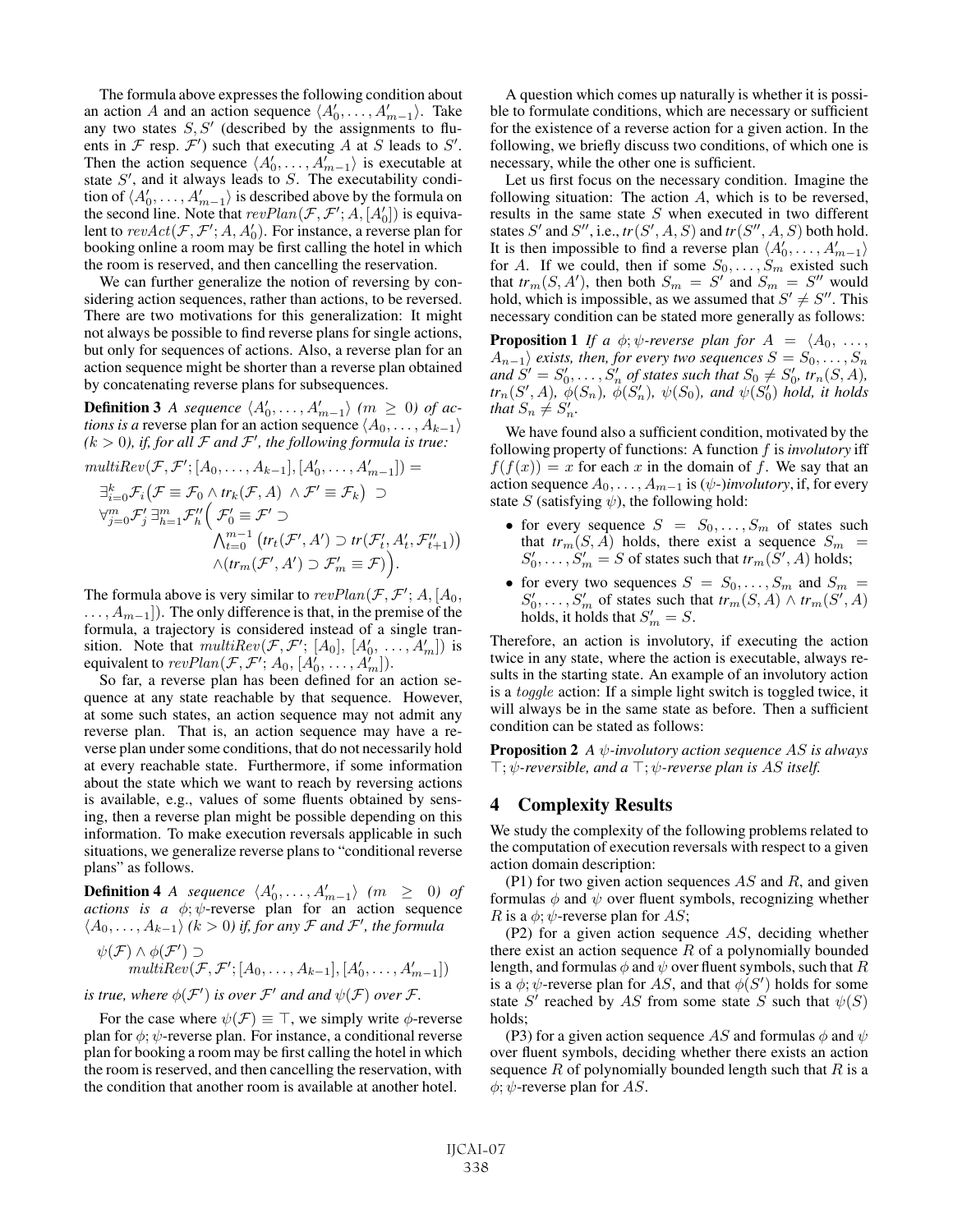The formula above expresses the following condition about an action $A$ and an action sequence $\langle A'_0, \ldots, A'_{m-1}\rangle$. Take any two states $S, S'$ (described by the assignments to fluents in $\mathcal{F}$ resp. $\mathcal{F}'$) such that executing $A$ at $S$ leads to $S'$. Then the action sequence $\langle A'_0, \ldots, A'_{m-1}\rangle$ is executable at state $S'$, and it always leads to $S$. The executability condition of $\langle A'_0, \ldots, A'_{m-1}\rangle$ is described above by the formula on the second line. Note that $revPlan(\mathcal{F}, \mathcal{F}'; A, [A'_0])$ is equivalent to $revAct(\mathcal{F}, \mathcal{F}'; A, A'_0)$. For instance, a reverse plan for booking online a room may be first calling the hotel in which the room is reserved, and then cancelling the reservation.

We can further generalize the notion of reversing by considering action sequences, rather than actions, to be reversed. There are two motivations for this generalization: It might not always be possible to find reverse plans for single actions, but only for sequences of actions. Also, a reverse plan for an action sequence might be shorter than a reverse plan obtained by concatenating reverse plans for subsequences.

**Definition 3** *A sequence $\langle A'_0, \ldots, A'_{m-1}\rangle$ ($m \geq 0$) of actions is a* reverse plan for an action sequence $\langle A_0, \ldots, A_{k-1}\rangle$ *($k > 0$), if, for all $\mathcal{F}$ and $\mathcal{F}'$, the following formula is true:*

$$
\begin{aligned}
&multiRev(\mathcal{F}, \mathcal{F}'; [A_0, \ldots, A_{k-1}], [A'_0, \ldots, A'_{m-1}]) = \\
&\exists_{i=0}^{k}\mathcal{F}_i\big(\mathcal{F} \equiv \mathcal{F}_0 \wedge tr_k(\mathcal{F}, A) \ \wedge \mathcal{F}' \equiv \mathcal{F}_k\big) \ \supset \\
&\forall_{j=0}^{m}\mathcal{F}'_j \, \exists_{h=1}^{m}\mathcal{F}''_h \Big( \ \mathcal{F}'_0 \equiv \mathcal{F}' \supset \\
&\qquad \textstyle\bigwedge_{t=0}^{m-1} \big(tr_t(\mathcal{F}', A') \supset tr(\mathcal{F}'_t, A'_t, \mathcal{F}''_{t+1})\big) \\
&\qquad \wedge (tr_m(\mathcal{F}', A') \supset \mathcal{F}'_m \equiv \mathcal{F})\Big).
\end{aligned}
$$

The formula above is very similar to $revPlan(\mathcal{F}, \mathcal{F}'; A, [A_0, \ldots, A_{m-1}])$. The only difference is that, in the premise of the formula, a trajectory is considered instead of a single transition. Note that $multiRev(\mathcal{F}, \mathcal{F}'; [A_0], [A'_0, \ldots, A'_m])$ is equivalent to $revPlan(\mathcal{F}, \mathcal{F}'; A_0, [A'_0, \ldots, A'_m])$.

So far, a reverse plan has been defined for an action sequence at any state reachable by that sequence. However, at some such states, an action sequence may not admit any reverse plan. That is, an action sequence may have a reverse plan under some conditions, that do not necessarily hold at every reachable state. Furthermore, if some information about the state which we want to reach by reversing actions is available, e.g., values of some fluents obtained by sensing, then a reverse plan might be possible depending on this information. To make execution reversals applicable in such situations, we generalize reverse plans to "conditional reverse plans" as follows.

**Definition 4** *A sequence $\langle A'_0, \ldots, A'_{m-1}\rangle$ ($m \geq 0$) of actions is a $\phi;\psi$-reverse plan for an action sequence $\langle A_0, \ldots, A_{k-1}\rangle$ ($k > 0$) if, for any $\mathcal{F}$ and $\mathcal{F}'$, the formula*

$$
\begin{aligned}
&\psi(\mathcal{F}) \wedge \phi(\mathcal{F}') \supset \\
&\qquad multiRev(\mathcal{F}, \mathcal{F}'; [A_0, \ldots, A_{k-1}], [A'_0, \ldots, A'_{m-1}])
\end{aligned}
$$

*is true, where $\phi(\mathcal{F}')$ is over $\mathcal{F}'$ and $\psi(\mathcal{F})$ over $\mathcal{F}$.*

For the case where $\psi(\mathcal{F}) \equiv \top$, we simply write $\phi$-reverse plan for $\phi;\psi$-reverse plan. For instance, a conditional reverse plan for booking a room may be first calling the hotel in which the room is reserved, and then cancelling the reservation, with the condition that another room is available at another hotel.

A question which comes up naturally is whether it is possible to formulate conditions, which are necessary or sufficient for the existence of a reverse action for a given action. In the following, we briefly discuss two conditions, of which one is necessary, while the other one is sufficient.

Let us first focus on the necessary condition. Imagine the following situation: The action $A$, which is to be reversed, results in the same state $S$ when executed in two different states $S'$ and $S''$, i.e., $tr(S', A, S)$ and $tr(S'', A, S)$ both hold. It is then impossible to find a reverse plan $\langle A'_0, \ldots, A'_{m-1}\rangle$ for $A$. If we could, then if some $S_0, \ldots, S_m$ existed such that $tr_m(S, A')$, then both $S_m = S'$ and $S_m = S''$ would hold, which is impossible, as we assumed that $S' \neq S''$. This necessary condition can be stated more generally as follows:

**Proposition 1** *If a $\phi;\psi$-reverse plan for $A = \langle A_0, \ldots, A_{n-1}\rangle$ exists, then, for every two sequences $S = S_0, \ldots, S_n$ and $S' = S'_0, \ldots, S'_n$ of states such that $S_0 \neq S'_0$, $tr_n(S, A)$, $tr_n(S', A)$, $\phi(S_n)$, $\phi(S'_n)$, $\psi(S_0)$, and $\psi(S'_0)$ hold, it holds that $S_n \neq S'_n$.*

We have found also a sufficient condition, motivated by the following property of functions: A function $f$ is *involutory* iff $f(f(x)) = x$ for each $x$ in the domain of $f$. We say that an action sequence $A_0, \ldots, A_{m-1}$ is ($\psi$-)*involutory*, if, for every state $S$ (satisfying $\psi$), the following hold:

- for every sequence $S = S_0, \ldots, S_m$ of states such that $tr_m(S, A)$ holds, there exist a sequence $S_m = S'_0, \ldots, S'_m = S$ of states such that $tr_m(S', A)$ holds;
- for every two sequences $S = S_0, \ldots, S_m$ and $S_m = S'_0, \ldots, S'_m$ of states such that $tr_m(S, A) \wedge tr_m(S', A)$ holds, it holds that $S'_m = S$.

Therefore, an action is involutory, if executing the action twice in any state, where the action is executable, always results in the starting state. An example of an involutory action is a *toggle* action: If a simple light switch is toggled twice, it will always be in the same state as before. Then a sufficient condition can be stated as follows:

**Proposition 2** *A $\psi$-involutory action sequence $AS$ is always $\top;\psi$-reversible, and a $\top;\psi$-reverse plan is $AS$ itself.*

## 4 Complexity Results

We study the complexity of the following problems related to the computation of execution reversals with respect to a given action domain description:

(P1) for two given action sequences $AS$ and $R$, and given formulas $\phi$ and $\psi$ over fluent symbols, recognizing whether $R$ is a $\phi;\psi$-reverse plan for $AS$;

(P2) for a given action sequence $AS$, deciding whether there exist an action sequence $R$ of a polynomially bounded length, and formulas $\phi$ and $\psi$ over fluent symbols, such that $R$ is a $\phi;\psi$-reverse plan for $AS$, and that $\phi(S')$ holds for some state $S'$ reached by $AS$ from some state $S$ such that $\psi(S)$ holds;

(P3) for a given action sequence $AS$ and formulas $\phi$ and $\psi$ over fluent symbols, deciding whether there exists an action sequence $R$ of polynomially bounded length such that $R$ is a $\phi;\psi$-reverse plan for $AS$.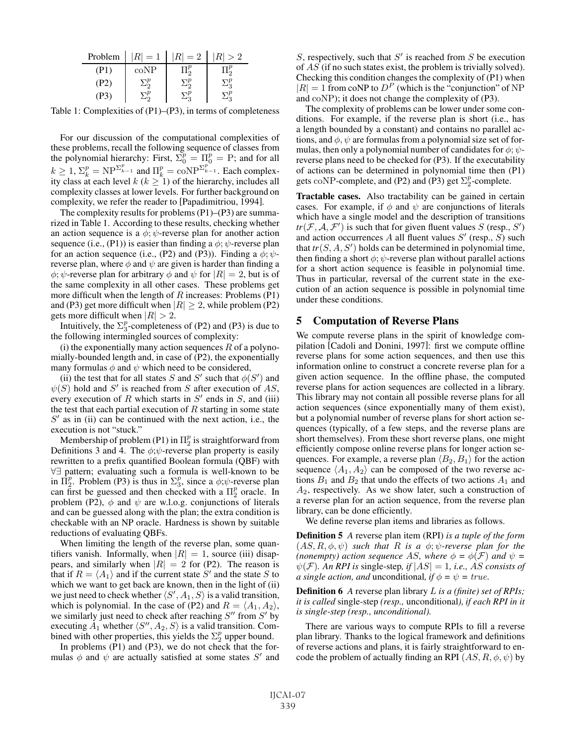| Problem | $\|R\| = 1$ | $\|R\| = 2$ | $\|R\| > 2$ |
|---|---|---|---|
| (P1) | coNP | $\Pi_2^p$ | $\Pi_2^p$ |
| (P2) | $\Sigma_2^p$ | $\Sigma_2^p$ | $\Sigma_3^p$ |
| (P3) | $\Sigma_2^p$ | $\Sigma_3^p$ | $\Sigma_3^p$ |

Table 1: Complexities of (P1)–(P3), in terms of completeness

For our discussion of the computational complexities of these problems, recall the following sequence of classes from the polynomial hierarchy: First, $\Sigma_0^p = \Pi_0^p = \mathrm{P}$; and for all $k \geq 1$, $\Sigma_k^p = \mathrm{NP}^{\Sigma_{k-1}^p}$ and $\Pi_k^p = \mathrm{coNP}^{\Sigma_{k-1}^p}$. Each complexity class at each level $k$ ($k \geq 1$) of the hierarchy, includes all complexity classes at lower levels. For further background on complexity, we refer the reader to [Papadimitriou, 1994].

The complexity results for problems (P1)–(P3) are summarized in Table 1. According to these results, checking whether an action sequence is a $\phi;\psi$-reverse plan for another action sequence (i.e., (P1)) is easier than finding a $\phi;\psi$-reverse plan for an action sequence (i.e., (P2) and (P3)). Finding a $\phi;\psi$-reverse plan, where $\phi$ and $\psi$ are given is harder than finding a $\phi;\psi$-reverse plan for arbitrary $\phi$ and $\psi$ for $|R| = 2$, but is of the same complexity in all other cases. These problems get more difficult when the length of $R$ increases: Problems (P1) and (P3) get more difficult when $|R| \geq 2$, while problem (P2) gets more difficult when $|R| > 2$.

Intuitively, the $\Sigma_3^p$-completeness of (P2) and (P3) is due to the following intermingled sources of complexity:

(i) the exponentially many action sequences $R$ of a polynomially-bounded length and, in case of (P2), the exponentially many formulas $\phi$ and $\psi$ which need to be considered,

(ii) the test that for all states $S$ and $S'$ such that $\phi(S')$ and $\psi(S)$ hold and $S'$ is reached from $S$ after execution of $AS$, every execution of $R$ which starts in $S'$ ends in $S$, and (iii) the test that each partial execution of $R$ starting in some state $S'$ as in (ii) can be continued with the next action, i.e., the execution is not "stuck."

Membership of problem (P1) in $\Pi_2^p$ is straightforward from Definitions 3 and 4. The $\phi;\psi$-reverse plan property is easily rewritten to a prefix quantified Boolean formula (QBF) with $\forall\exists$ pattern; evaluating such a formula is well-known to be in $\Pi_2^p$. Problem (P3) is thus in $\Sigma_3^p$, since a $\phi;\psi$-reverse plan can first be guessed and then checked with a $\Pi_2^p$ oracle. In problem (P2), $\phi$ and $\psi$ are w.l.o.g. conjunctions of literals and can be guessed along with the plan; the extra condition is checkable with an NP oracle. Hardness is shown by suitable reductions of evaluating QBFs.

When limiting the length of the reverse plan, some quantifiers vanish. Informally, when $|R| = 1$, source (iii) disappears, and similarly when $|R| = 2$ for (P2). The reason is that if $R = \langle A_1 \rangle$ and if the current state $S'$ and the state $S$ to which we want to get back are known, then in the light of (ii) we just need to check whether $\langle S', A_1, S \rangle$ is a valid transition, which is polynomial. In the case of (P2) and $R = \langle A_1, A_2 \rangle$, we similarly just need to check after reaching $S''$ from $S'$ by executing $A_1$ whether $\langle S'', A_2, S \rangle$ is a valid transition. Combined with other properties, this yields the $\Sigma_2^p$ upper bound.

In problems (P1) and (P3), we do not check that the formulas $\phi$ and $\psi$ are actually satisfied at some states $S'$ and $S$, respectively, such that $S'$ is reached from $S$ be execution of $AS$ (if no such states exist, the problem is trivially solved). Checking this condition changes the complexity of (P1) when $|R| = 1$ from coNP to $D^P$ (which is the "conjunction" of NP and coNP); it does not change the complexity of (P3).

The complexity of problems can be lower under some conditions. For example, if the reverse plan is short (i.e., has a length bounded by a constant) and contains no parallel actions, and $\phi, \psi$ are formulas from a polynomial size set of formulas, then only a polynomial number of candidates for $\phi;\psi$-reverse plans need to be checked for (P3). If the executability of actions can be determined in polynomial time then (P1) gets coNP-complete, and (P2) and (P3) get $\Sigma_2^p$-complete.

**Tractable cases.** Also tractability can be gained in certain cases. For example, if $\phi$ and $\psi$ are conjunctions of literals which have a single model and the description of transitions $tr(\mathcal{F}, \mathcal{A}, \mathcal{F}')$ is such that for given fluent values $S$ (resp., $S'$) and action occurrences $A$ all fluent values $S'$ (resp., $S$) such that $tr(S, A, S')$ holds can be determined in polynomial time, then finding a short $\phi;\psi$-reverse plan without parallel actions for a short action sequence is feasible in polynomial time. Thus in particular, reversal of the current state in the execution of an action sequence is possible in polynomial time under these conditions.

## 5 Computation of Reverse Plans

We compute reverse plans in the spirit of knowledge compilation [Cadoli and Donini, 1997]: first we compute offline reverse plans for some action sequences, and then use this information online to construct a concrete reverse plan for a given action sequence. In the offline phase, the computed reverse plans for action sequences are collected in a library. This library may not contain all possible reverse plans for all action sequences (since exponentially many of them exist), but a polynomial number of reverse plans for short action sequences (typically, of a few steps, and the reverse plans are short themselves). From these short reverse plans, one might efficiently compose online reverse plans for longer action sequences. For example, a reverse plan $\langle B_2, B_1 \rangle$ for the action sequence $\langle A_1, A_2 \rangle$ can be composed of the two reverse actions $B_1$ and $B_2$ that undo the effects of two actions $A_1$ and $A_2$, respectively. As we show later, such a construction of a reverse plan for an action sequence, from the reverse plan library, can be done efficiently.

We define reverse plan items and libraries as follows.

**Definition 5** *A* reverse plan item (RPI) *is a tuple of the form* $(AS, R, \phi, \psi)$ *such that* $R$ *is a* $\phi;\psi$*-reverse plan for the (nonempty) action sequence* $AS$*, where* $\phi = \phi(\mathcal{F})$ *and* $\psi = \psi(\mathcal{F})$*. An RPI is* single-step*, if* $|AS| = 1$*, i.e.,* $AS$ *consists of a single action, and* unconditional*, if* $\phi = \psi = true$*.*

**Definition 6** *A* reverse plan library $L$ *is a (finite) set of RPIs; it is called* single-step *(resp.,* unconditional*), if each RPI in it is single-step (resp., unconditional).*

There are various ways to compute RPIs to fill a reverse plan library. Thanks to the logical framework and definitions of reverse actions and plans, it is fairly straightforward to encode the problem of actually finding an RPI $(AS, R, \phi, \psi)$ by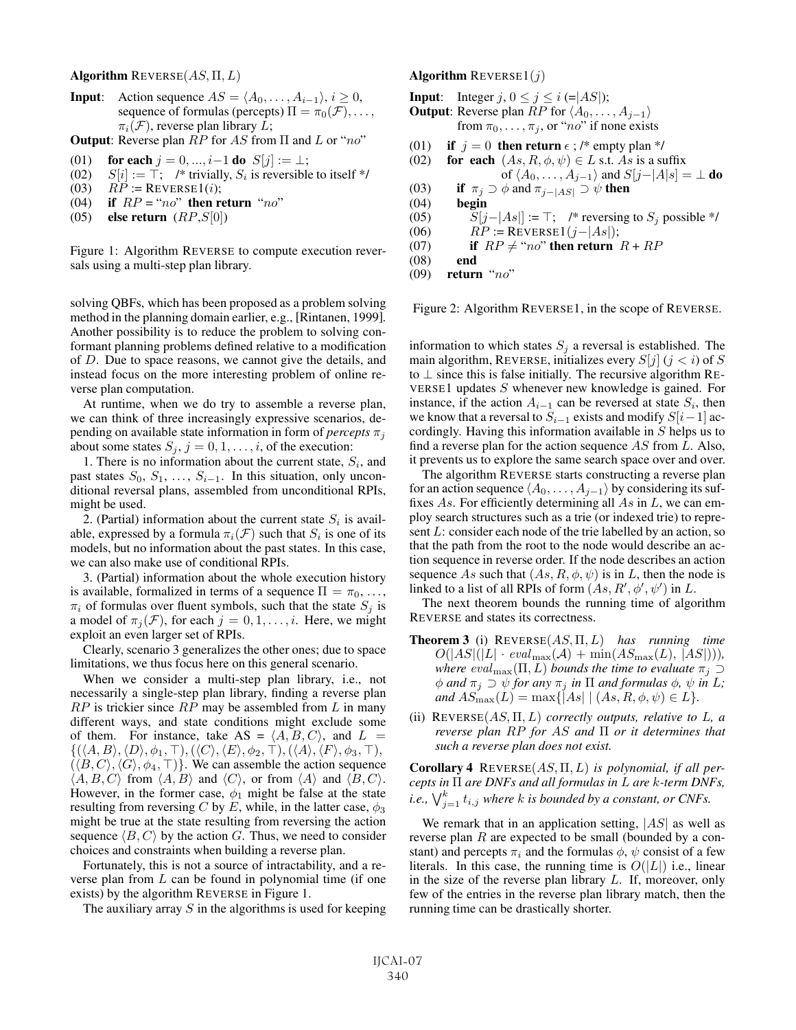**Algorithm** REVERSE$(AS, \Pi, L)$

**Input**: Action sequence $AS = \langle A_0, \ldots, A_{i-1} \rangle$, $i \geq 0$, sequence of formulas (percepts) $\Pi = \pi_0(\mathcal{F}), \ldots, \pi_i(\mathcal{F})$, reverse plan library $L$;

**Output**: Reverse plan $RP$ for $AS$ from $\Pi$ and $L$ or "$no$"

```
(01)  for each j = 0, ..., i−1 do S[j] := ⊥;
(02)  S[i] := ⊤;  /* trivially, S_i is reversible to itself */
(03)  RP := REVERSE1(i);
(04)  if RP = "no" then return "no"
(05)  else return (RP, S[0])
```

Figure 1: Algorithm REVERSE to compute execution reversals using a multi-step plan library.

**Algorithm** REVERSE1$(j)$

**Input**: Integer $j$, $0 \leq j \leq i$ (=$|AS|$);

**Output**: Reverse plan $RP$ for $\langle A_0, \ldots, A_{j-1} \rangle$ from $\pi_0, \ldots, \pi_j$, or "$no$" if none exists

```
(01)  if j = 0 then return ε ; /* empty plan */
(02)  for each (As, R, φ, ψ) ∈ L s.t. As is a suffix
            of ⟨A_0, ..., A_{j−1}⟩ and S[j−|As|] = ⊥ do
(03)    if π_j ⊃ φ and π_{j−|AS|} ⊃ ψ then
(04)    begin
(05)      S[j−|As|] := ⊤;  /* reversing to S_j possible */
(06)      RP := REVERSE1(j−|As|);
(07)      if RP ≠ "no" then return R + RP
(08)    end
(09)  return "no"
```

Figure 2: Algorithm REVERSE1, in the scope of REVERSE.

solving QBFs, which has been proposed as a problem solving method in the planning domain earlier, e.g., [Rintanen, 1999]. Another possibility is to reduce the problem to solving conformant planning problems defined relative to a modification of $D$. Due to space reasons, we cannot give the details, and instead focus on the more interesting problem of online reverse plan computation.

At runtime, when we do try to assemble a reverse plan, we can think of three increasingly expressive scenarios, depending on available state information in form of *percepts* $\pi_j$ about some states $S_j$, $j = 0, 1, \ldots, i$, of the execution:

1. There is no information about the current state, $S_i$, and past states $S_0, S_1, \ldots, S_{i-1}$. In this situation, only unconditional reversal plans, assembled from unconditional RPIs, might be used.

2. (Partial) information about the current state $S_i$ is available, expressed by a formula $\pi_i(\mathcal{F})$ such that $S_i$ is one of its models, but no information about the past states. In this case, we can also make use of conditional RPIs.

3. (Partial) information about the whole execution history is available, formalized in terms of a sequence $\Pi = \pi_0, \ldots, \pi_i$ of formulas over fluent symbols, such that the state $S_j$ is a model of $\pi_j(\mathcal{F})$, for each $j = 0, 1, \ldots, i$. Here, we might exploit an even larger set of RPIs.

Clearly, scenario 3 generalizes the other ones; due to space limitations, we thus focus here on this general scenario.

When we consider a multi-step plan library, i.e., not necessarily a single-step plan library, finding a reverse plan $RP$ is trickier since $RP$ may be assembled from $L$ in many different ways, and state conditions might exclude some of them. For instance, take AS = $\langle A, B, C \rangle$, and $L = \{(\langle A, B \rangle, \langle D \rangle, \phi_1, \top), (\langle C \rangle, \langle E \rangle, \phi_2, \top), (\langle A \rangle, \langle F \rangle, \phi_3, \top), (\langle B, C \rangle, \langle G \rangle, \phi_4, \top)\}$. We can assemble the action sequence $\langle A, B, C \rangle$ from $\langle A, B \rangle$ and $\langle C \rangle$, or from $\langle A \rangle$ and $\langle B, C \rangle$. However, in the former case, $\phi_1$ might be false at the state resulting from reversing $C$ by $E$, while, in the latter case, $\phi_3$ might be true at the state resulting from reversing the action sequence $\langle B, C \rangle$ by the action $G$. Thus, we need to consider choices and constraints when building a reverse plan.

Fortunately, this is not a source of intractability, and a reverse plan from $L$ can be found in polynomial time (if one exists) by the algorithm REVERSE in Figure 1.

The auxiliary array $S$ in the algorithms is used for keeping information to which states $S_j$ a reversal is established. The main algorithm, REVERSE, initializes every $S[j]$ ($j < i$) of $S$ to $\perp$ since this is false initially. The recursive algorithm REVERSE1 updates $S$ whenever new knowledge is gained. For instance, if the action $A_{i-1}$ can be reversed at state $S_i$, then we know that a reversal to $S_{i-1}$ exists and modify $S[i-1]$ accordingly. Having this information available in $S$ helps us to find a reverse plan for the action sequence $AS$ from $L$. Also, it prevents us to explore the same search space over and over.

The algorithm REVERSE starts constructing a reverse plan for an action sequence $\langle A_0, \ldots, A_{j-1} \rangle$ by considering its suffixes $As$. For efficiently determining all $As$ in $L$, we can employ search structures such as a trie (or indexed trie) to represent $L$: consider each node of the trie labelled by an action, so that the path from the root to the node would describe an action sequence in reverse order. If the node describes an action sequence $As$ such that $(As, R, \phi, \psi)$ is in $L$, then the node is linked to a list of all RPIs of form $(As, R', \phi', \psi')$ in $L$.

The next theorem bounds the running time of algorithm REVERSE and states its correctness.

**Theorem 3** (i) REVERSE$(AS, \Pi, L)$ *has running time* $O(|AS|(|L| \cdot eval_{\max}(\mathcal{A}) + \min(AS_{\max}(L), |AS|)))$, *where* $eval_{\max}(\Pi, L)$ *bounds the time to evaluate* $\pi_j \supset \phi$ *and* $\pi_j \supset \psi$ *for any* $\pi_j$ *in* $\Pi$ *and formulas* $\phi$*,* $\psi$ *in* $L$*; and* $AS_{\max}(L) = \max\{|As| \mid (As, R, \phi, \psi) \in L\}$.

(ii) REVERSE$(AS, \Pi, L)$ *correctly outputs, relative to* $L$*, a reverse plan* $RP$ *for* $AS$ *and* $\Pi$ *or it determines that such a reverse plan does not exist.*

**Corollary 4** REVERSE$(AS, \Pi, L)$ *is polynomial, if all percepts in* $\Pi$ *are DNFs and all formulas in* $L$ *are* $k$*-term DNFs, i.e.,* $\bigvee_{j=1}^{k} t_{i,j}$ *where* $k$ *is bounded by a constant, or CNFs.*

We remark that in an application setting, $|AS|$ as well as reverse plan $R$ are expected to be small (bounded by a constant) and percepts $\pi_i$ and the formulas $\phi$, $\psi$ consist of a few literals. In this case, the running time is $O(|L|)$ i.e., linear in the size of the reverse plan library $L$. If, moreover, only few of the entries in the reverse plan library match, then the running time can be drastically shorter.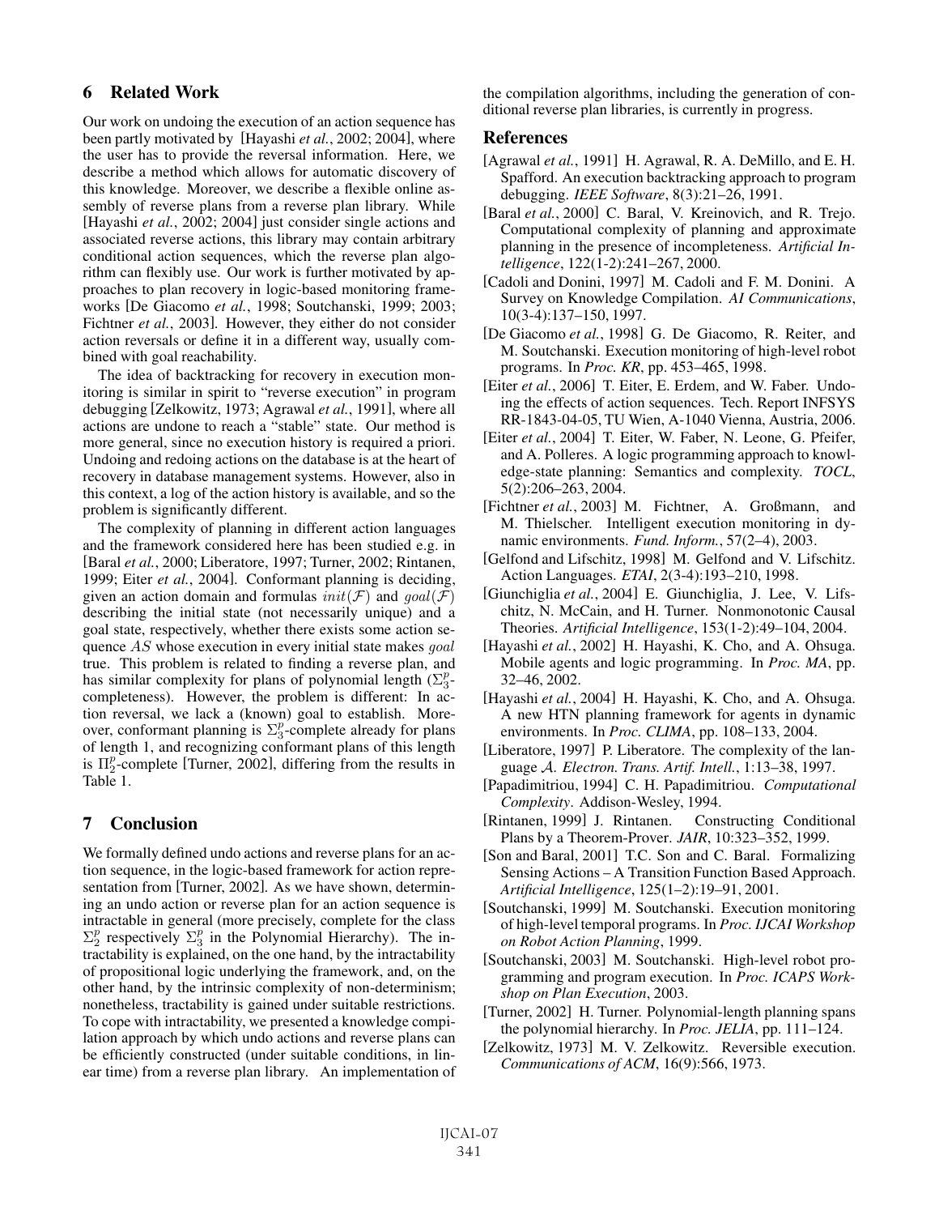## 6 Related Work

Our work on undoing the execution of an action sequence has been partly motivated by [Hayashi *et al.*, 2002; 2004], where the user has to provide the reversal information. Here, we describe a method which allows for automatic discovery of this knowledge. Moreover, we describe a flexible online assembly of reverse plans from a reverse plan library. While [Hayashi *et al.*, 2002; 2004] just consider single actions and associated reverse actions, this library may contain arbitrary conditional action sequences, which the reverse plan algorithm can flexibly use. Our work is further motivated by approaches to plan recovery in logic-based monitoring frameworks [De Giacomo *et al.*, 1998; Soutchanski, 1999; 2003; Fichtner *et al.*, 2003]. However, they either do not consider action reversals or define it in a different way, usually combined with goal reachability.

The idea of backtracking for recovery in execution monitoring is similar in spirit to "reverse execution" in program debugging [Zelkowitz, 1973; Agrawal *et al.*, 1991], where all actions are undone to reach a "stable" state. Our method is more general, since no execution history is required a priori. Undoing and redoing actions on the database is at the heart of recovery in database management systems. However, also in this context, a log of the action history is available, and so the problem is significantly different.

The complexity of planning in different action languages and the framework considered here has been studied e.g. in [Baral *et al.*, 2000; Liberatore, 1997; Turner, 2002; Rintanen, 1999; Eiter *et al.*, 2004]. Conformant planning is deciding, given an action domain and formulas $init(\mathcal{F})$ and $goal(\mathcal{F})$ describing the initial state (not necessarily unique) and a goal state, respectively, whether there exists some action sequence $AS$ whose execution in every initial state makes $goal$ true. This problem is related to finding a reverse plan, and has similar complexity for plans of polynomial length ($\Sigma_3^p$-completeness). However, the problem is different: In action reversal, we lack a (known) goal to establish. Moreover, conformant planning is $\Sigma_3^p$-complete already for plans of length 1, and recognizing conformant plans of this length is $\Pi_2^p$-complete [Turner, 2002], differing from the results in Table 1.

## 7 Conclusion

We formally defined undo actions and reverse plans for an action sequence, in the logic-based framework for action representation from [Turner, 2002]. As we have shown, determining an undo action or reverse plan for an action sequence is intractable in general (more precisely, complete for the class $\Sigma_2^p$ respectively $\Sigma_3^p$ in the Polynomial Hierarchy). The intractability is explained, on the one hand, by the intractability of propositional logic underlying the framework, and, on the other hand, by the intrinsic complexity of non-determinism; nonetheless, tractability is gained under suitable restrictions. To cope with intractability, we presented a knowledge compilation approach by which undo actions and reverse plans can be efficiently constructed (under suitable conditions, in linear time) from a reverse plan library. An implementation of the compilation algorithms, including the generation of conditional reverse plan libraries, is currently in progress.

## References

[Agrawal *et al.*, 1991] H. Agrawal, R. A. DeMillo, and E. H. Spafford. An execution backtracking approach to program debugging. *IEEE Software*, 8(3):21–26, 1991.

[Baral *et al.*, 2000] C. Baral, V. Kreinovich, and R. Trejo. Computational complexity of planning and approximate planning in the presence of incompleteness. *Artificial Intelligence*, 122(1-2):241–267, 2000.

[Cadoli and Donini, 1997] M. Cadoli and F. M. Donini. A Survey on Knowledge Compilation. *AI Communications*, 10(3-4):137–150, 1997.

[De Giacomo *et al.*, 1998] G. De Giacomo, R. Reiter, and M. Soutchanski. Execution monitoring of high-level robot programs. In *Proc. KR*, pp. 453–465, 1998.

[Eiter *et al.*, 2006] T. Eiter, E. Erdem, and W. Faber. Undoing the effects of action sequences. Tech. Report INFSYS RR-1843-04-05, TU Wien, A-1040 Vienna, Austria, 2006.

[Eiter *et al.*, 2004] T. Eiter, W. Faber, N. Leone, G. Pfeifer, and A. Polleres. A logic programming approach to knowledge-state planning: Semantics and complexity. *TOCL*, 5(2):206–263, 2004.

[Fichtner *et al.*, 2003] M. Fichtner, A. Großmann, and M. Thielscher. Intelligent execution monitoring in dynamic environments. *Fund. Inform.*, 57(2–4), 2003.

[Gelfond and Lifschitz, 1998] M. Gelfond and V. Lifschitz. Action Languages. *ETAI*, 2(3-4):193–210, 1998.

[Giunchiglia *et al.*, 2004] E. Giunchiglia, J. Lee, V. Lifschitz, N. McCain, and H. Turner. Nonmonotonic Causal Theories. *Artificial Intelligence*, 153(1-2):49–104, 2004.

[Hayashi *et al.*, 2002] H. Hayashi, K. Cho, and A. Ohsuga. Mobile agents and logic programming. In *Proc. MA*, pp. 32–46, 2002.

[Hayashi *et al.*, 2004] H. Hayashi, K. Cho, and A. Ohsuga. A new HTN planning framework for agents in dynamic environments. In *Proc. CLIMA*, pp. 108–133, 2004.

[Liberatore, 1997] P. Liberatore. The complexity of the language $\mathcal{A}$. *Electron. Trans. Artif. Intell.*, 1:13–38, 1997.

[Papadimitriou, 1994] C. H. Papadimitriou. *Computational Complexity*. Addison-Wesley, 1994.

[Rintanen, 1999] J. Rintanen. Constructing Conditional Plans by a Theorem-Prover. *JAIR*, 10:323–352, 1999.

[Son and Baral, 2001] T.C. Son and C. Baral. Formalizing Sensing Actions – A Transition Function Based Approach. *Artificial Intelligence*, 125(1–2):19–91, 2001.

[Soutchanski, 1999] M. Soutchanski. Execution monitoring of high-level temporal programs. In *Proc. IJCAI Workshop on Robot Action Planning*, 1999.

[Soutchanski, 2003] M. Soutchanski. High-level robot programming and program execution. In *Proc. ICAPS Workshop on Plan Execution*, 2003.

[Turner, 2002] H. Turner. Polynomial-length planning spans the polynomial hierarchy. In *Proc. JELIA*, pp. 111–124.

[Zelkowitz, 1973] M. V. Zelkowitz. Reversible execution. *Communications of ACM*, 16(9):566, 1973.